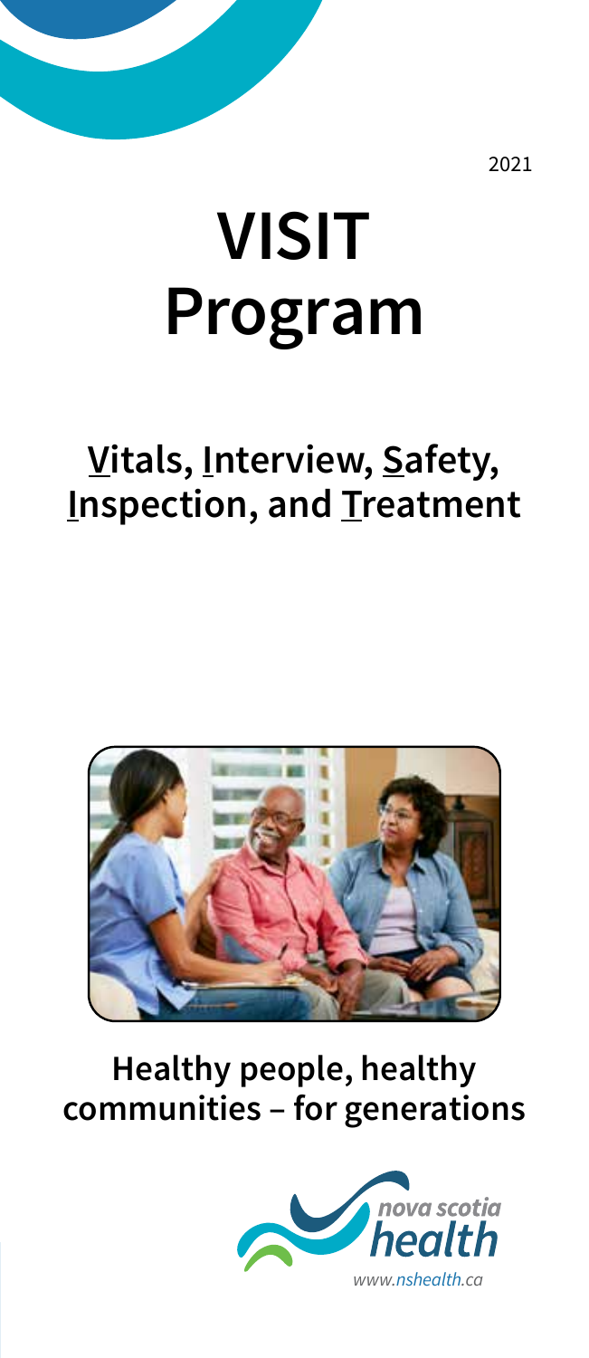2021

# VISIT Program

## Vitals, Interview, Safety, Inspection, and Treatment

**Healthy people, healthy communities – for generations**

nova scotia health

*www.nshealth.ca*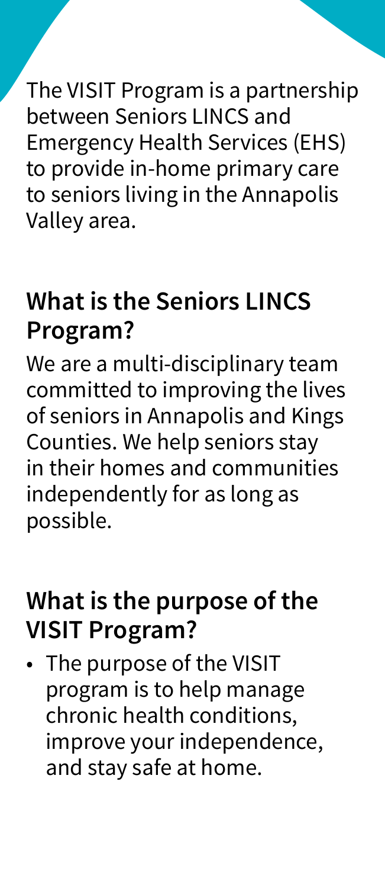The VISIT Program is a partnership between Seniors LINCS and Emergency Health Services (EHS) to provide in-home primary care to seniors living in the Annapolis Valley area.

## What is the Seniors LINCS Program?

We are a multi-disciplinary team committed to improving the lives of seniors in Annapolis and Kings Counties. We help seniors stay in their homes and communities independently for as long as possible.

## What is the purpose of the VISIT Program?

- The purpose of the VISIT program is to help manage chronic health conditions, improve your independence, and stay safe at home.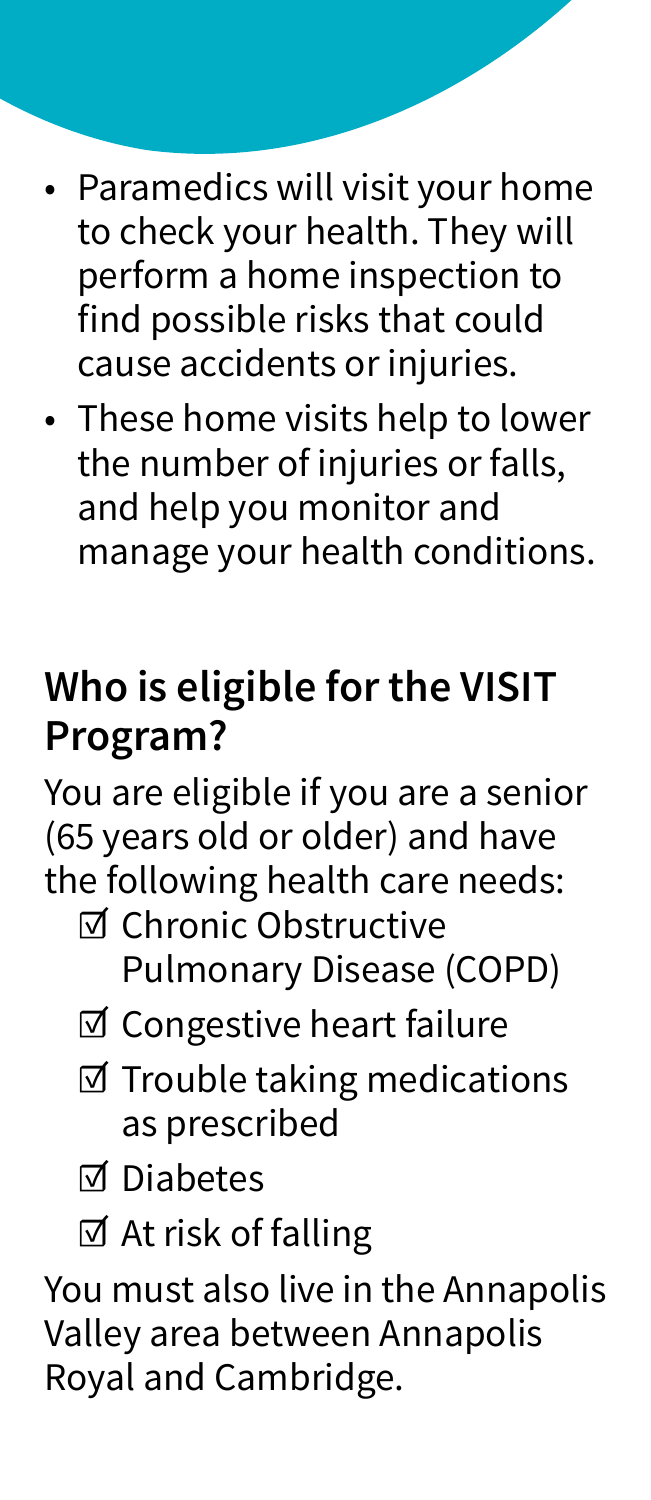- Paramedics will visit your home to check your health. They will perform a home inspection to find possible risks that could cause accidents or injuries.
- These home visits help to lower the number of injuries or falls, and help you monitor and manage your health conditions.

## Who is eligible for the VISIT Program?

You are eligible if you are a senior (65 years old or older) and have the following health care needs:

- ☑ Chronic Obstructive Pulmonary Disease (COPD)
- ☑ Congestive heart failure
- ☑ Trouble taking medications as prescribed
- ☑ Diabetes
- ☑ At risk of falling

You must also live in the Annapolis Valley area between Annapolis Royal and Cambridge.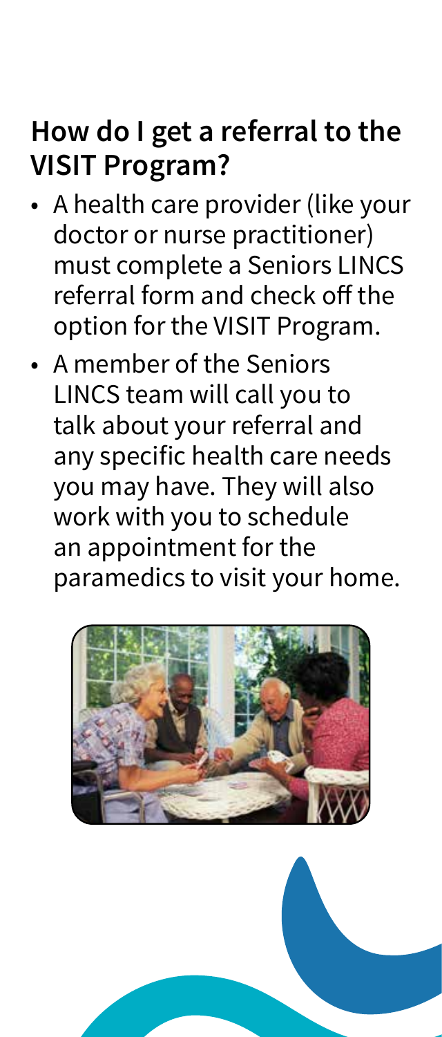## How do I get a referral to the VISIT Program?

- A health care provider (like your doctor or nurse practitioner) must complete a Seniors LINCS referral form and check off the option for the VISIT Program.
- A member of the Seniors LINCS team will call you to talk about your referral and any specific health care needs you may have. They will also work with you to schedule an appointment for the paramedics to visit your home.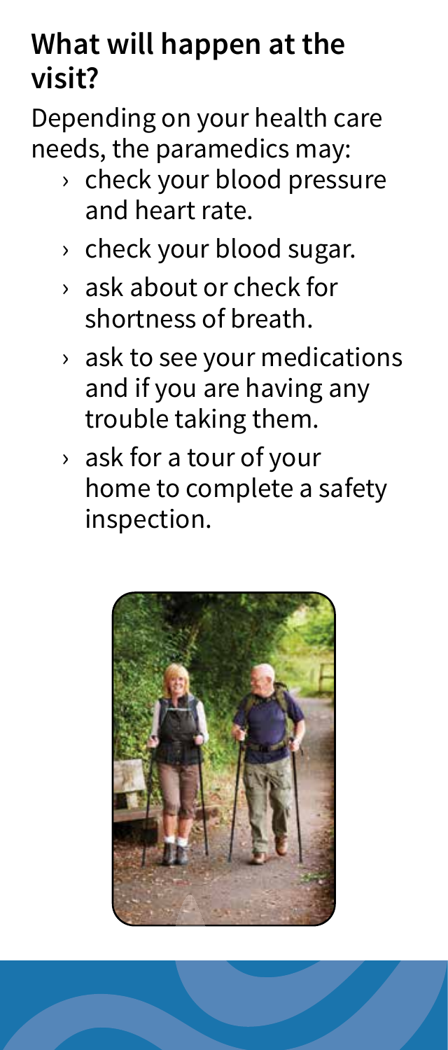## What will happen at the visit?

Depending on your health care needs, the paramedics may:

- check your blood pressure and heart rate.
- check your blood sugar.
- ask about or check for shortness of breath.
- ask to see your medications and if you are having any trouble taking them.
- ask for a tour of your home to complete a safety inspection.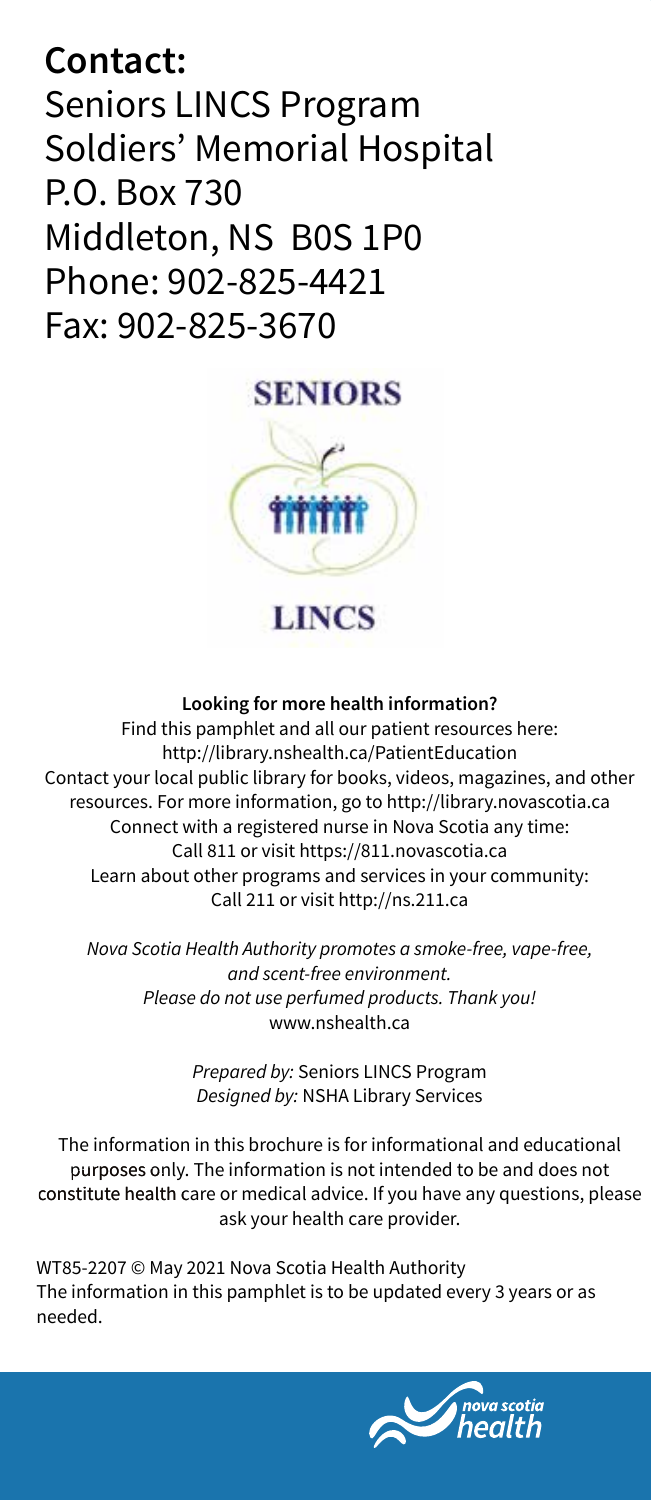**Contact:**

Seniors LINCS Program
Soldiers' Memorial Hospital
P.O. Box 730
Middleton, NS B0S 1P0
Phone: 902-825-4421
Fax: 902-825-3670

SENIORS

LINCS

**Looking for more health information?**

Find this pamphlet and all our patient resources here: http://library.nshealth.ca/PatientEducation

Contact your local public library for books, videos, magazines, and other resources. For more information, go to http://library.novascotia.ca

Connect with a registered nurse in Nova Scotia any time: Call 811 or visit https://811.novascotia.ca

Learn about other programs and services in your community: Call 211 or visit http://ns.211.ca

*Nova Scotia Health Authority promotes a smoke-free, vape-free, and scent-free environment.*
*Please do not use perfumed products. Thank you!*
www.nshealth.ca

*Prepared by:* Seniors LINCS Program
*Designed by:* NSHA Library Services

The information in this brochure is for informational and educational purposes only. The information is not intended to be and does not constitute health care or medical advice. If you have any questions, please ask your health care provider.

WT85-2207 © May 2021 Nova Scotia Health Authority
The information in this pamphlet is to be updated every 3 years or as needed.

nova scotia health